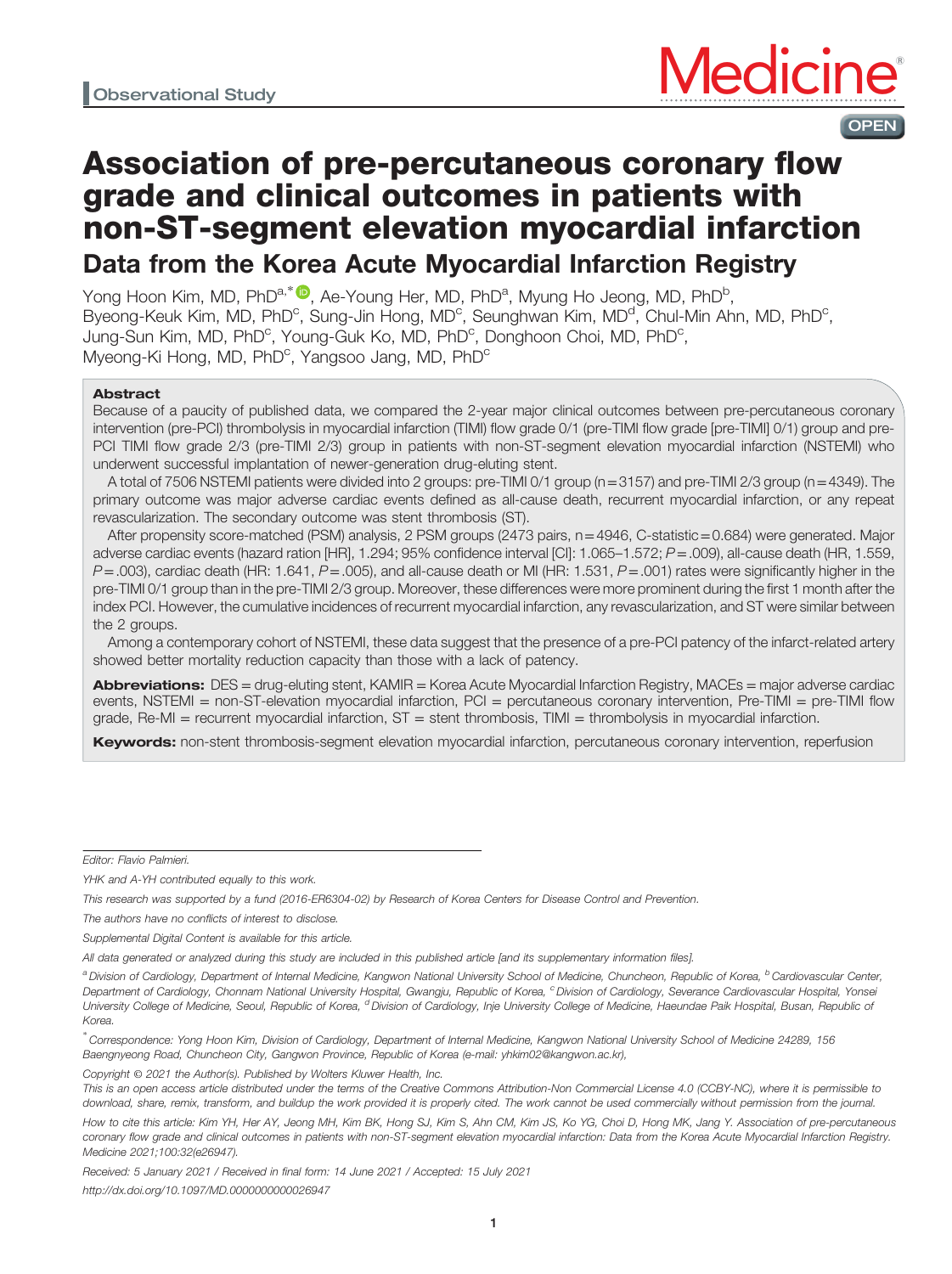Observational Study

# Association of pre-percutaneous coronary flow grade and clinical outcomes in patients with non-ST-segment elevation myocardial infarction

## Data from the Korea Acute Myocardial Infarction Registry

Yong Hoon Kim, MD, PhD[a,*], Ae-Young Her, MD, PhD[a], Myung Ho Jeong, MD, PhD[b], Byeong-Keuk Kim, MD, PhD[c], Sung-Jin Hong, MD[c], Seunghwan Kim, MD[d], Chul-Min Ahn, MD, PhD[c], Jung-Sun Kim, MD, PhD[c], Young-Guk Ko, MD, PhD[c], Donghoon Choi, MD, PhD[c], Myeong-Ki Hong, MD, PhD[c], Yangsoo Jang, MD, PhD[c]

### Abstract

Because of a paucity of published data, we compared the 2-year major clinical outcomes between pre-percutaneous coronary intervention (pre-PCI) thrombolysis in myocardial infarction (TIMI) flow grade 0/1 (pre-TIMI flow grade [pre-TIMI] 0/1) group and pre-PCI TIMI flow grade 2/3 (pre-TIMI 2/3) group in patients with non-ST-segment elevation myocardial infarction (NSTEMI) who underwent successful implantation of newer-generation drug-eluting stent.

A total of 7506 NSTEMI patients were divided into 2 groups: pre-TIMI 0/1 group (n = 3157) and pre-TIMI 2/3 group (n = 4349). The primary outcome was major adverse cardiac events defined as all-cause death, recurrent myocardial infarction, or any repeat revascularization. The secondary outcome was stent thrombosis (ST).

After propensity score-matched (PSM) analysis, 2 PSM groups (2473 pairs, n = 4946, C-statistic = 0.684) were generated. Major adverse cardiac events (hazard ration [HR], 1.294; 95% confidence interval [CI]: 1.065–1.572; $P = .009$), all-cause death (HR, 1.559, $P = .003$), cardiac death (HR: 1.641, $P = .005$), and all-cause death or MI (HR: 1.531, $P = .001$) rates were significantly higher in the pre-TIMI 0/1 group than in the pre-TIMI 2/3 group. Moreover, these differences were more prominent during the first 1 month after the index PCI. However, the cumulative incidences of recurrent myocardial infarction, any revascularization, and ST were similar between the 2 groups.

Among a contemporary cohort of NSTEMI, these data suggest that the presence of a pre-PCI patency of the infarct-related artery showed better mortality reduction capacity than those with a lack of patency.

**Abbreviations:** DES = drug-eluting stent, KAMIR = Korea Acute Myocardial Infarction Registry, MACEs = major adverse cardiac events, NSTEMI = non-ST-elevation myocardial infarction, PCI = percutaneous coronary intervention, Pre-TIMI = pre-TIMI flow grade, Re-MI = recurrent myocardial infarction, ST = stent thrombosis, TIMI = thrombolysis in myocardial infarction.

**Keywords:** non-stent thrombosis-segment elevation myocardial infarction, percutaneous coronary intervention, reperfusion

---

*Editor: Flavio Palmieri.*

*YHK and A-YH contributed equally to this work.*

*This research was supported by a fund (2016-ER6304-02) by Research of Korea Centers for Disease Control and Prevention.*

*The authors have no conflicts of interest to disclose.*

*Supplemental Digital Content is available for this article.*

*All data generated or analyzed during this study are included in this published article [and its supplementary information files].*

*[a] Division of Cardiology, Department of Internal Medicine, Kangwon National University School of Medicine, Chuncheon, Republic of Korea, [b] Cardiovascular Center, Department of Cardiology, Chonnam National University Hospital, Gwangju, Republic of Korea, [c] Division of Cardiology, Severance Cardiovascular Hospital, Yonsei University College of Medicine, Seoul, Republic of Korea, [d] Division of Cardiology, Inje University College of Medicine, Haeundae Paik Hospital, Busan, Republic of Korea.*

*[*] Correspondence: Yong Hoon Kim, Division of Cardiology, Department of Internal Medicine, Kangwon National University School of Medicine 24289, 156 Baengnyeong Road, Chuncheon City, Gangwon Province, Republic of Korea (e-mail: yhkim02@kangwon.ac.kr),*

*Copyright © 2021 the Author(s). Published by Wolters Kluwer Health, Inc.*

*This is an open access article distributed under the terms of the Creative Commons Attribution-Non Commercial License 4.0 (CCBY-NC), where it is permissible to download, share, remix, transform, and buildup the work provided it is properly cited. The work cannot be used commercially without permission from the journal.*

*How to cite this article: Kim YH, Her AY, Jeong MH, Kim BK, Hong SJ, Kim S, Ahn CM, Kim JS, Ko YG, Choi D, Hong MK, Jang Y. Association of pre-percutaneous coronary flow grade and clinical outcomes in patients with non-ST-segment elevation myocardial infarction: Data from the Korea Acute Myocardial Infarction Registry. Medicine 2021;100:32(e26947).*

*Received: 5 January 2021 / Received in final form: 14 June 2021 / Accepted: 15 July 2021*

*http://dx.doi.org/10.1097/MD.0000000000026947*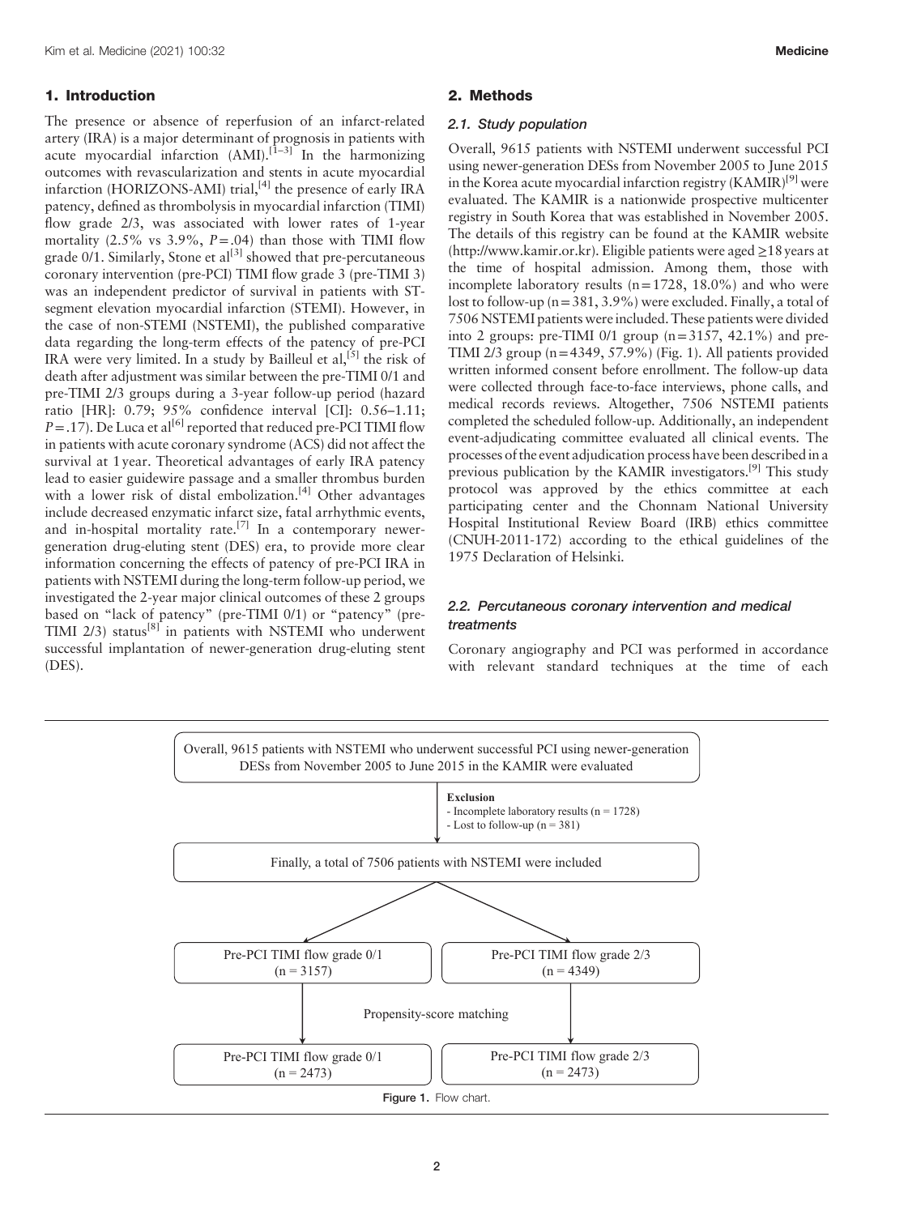## 1. Introduction

The presence or absence of reperfusion of an infarct-related artery (IRA) is a major determinant of prognosis in patients with acute myocardial infarction (AMI).[1–3] In the harmonizing outcomes with revascularization and stents in acute myocardial infarction (HORIZONS-AMI) trial,[4] the presence of early IRA patency, defined as thrombolysis in myocardial infarction (TIMI) flow grade 2/3, was associated with lower rates of 1-year mortality (2.5% vs 3.9%, $P = .04$) than those with TIMI flow grade 0/1. Similarly, Stone et al[3] showed that pre-percutaneous coronary intervention (pre-PCI) TIMI flow grade 3 (pre-TIMI 3) was an independent predictor of survival in patients with ST-segment elevation myocardial infarction (STEMI). However, in the case of non-STEMI (NSTEMI), the published comparative data regarding the long-term effects of the patency of pre-PCI IRA were very limited. In a study by Bailleul et al,[5] the risk of death after adjustment was similar between the pre-TIMI 0/1 and pre-TIMI 2/3 groups during a 3-year follow-up period (hazard ratio [HR]: 0.79; 95% confidence interval [CI]: 0.56–1.11; $P = .17$). De Luca et al[6] reported that reduced pre-PCI TIMI flow in patients with acute coronary syndrome (ACS) did not affect the survival at 1 year. Theoretical advantages of early IRA patency lead to easier guidewire passage and a smaller thrombus burden with a lower risk of distal embolization.[4] Other advantages include decreased enzymatic infarct size, fatal arrhythmic events, and in-hospital mortality rate.[7] In a contemporary newer-generation drug-eluting stent (DES) era, to provide more clear information concerning the effects of patency of pre-PCI IRA in patients with NSTEMI during the long-term follow-up period, we investigated the 2-year major clinical outcomes of these 2 groups based on "lack of patency" (pre-TIMI 0/1) or "patency" (pre-TIMI 2/3) status[8] in patients with NSTEMI who underwent successful implantation of newer-generation drug-eluting stent (DES).

## 2. Methods

### 2.1. Study population

Overall, 9615 patients with NSTEMI underwent successful PCI using newer-generation DESs from November 2005 to June 2015 in the Korea acute myocardial infarction registry (KAMIR)[9] were evaluated. The KAMIR is a nationwide prospective multicenter registry in South Korea that was established in November 2005. The details of this registry can be found at the KAMIR website (http://www.kamir.or.kr). Eligible patients were aged ≥18 years at the time of hospital admission. Among them, those with incomplete laboratory results (n = 1728, 18.0%) and who were lost to follow-up (n = 381, 3.9%) were excluded. Finally, a total of 7506 NSTEMI patients were included. These patients were divided into 2 groups: pre-TIMI 0/1 group (n = 3157, 42.1%) and pre-TIMI 2/3 group (n = 4349, 57.9%) (Fig. 1). All patients provided written informed consent before enrollment. The follow-up data were collected through face-to-face interviews, phone calls, and medical records reviews. Altogether, 7506 NSTEMI patients completed the scheduled follow-up. Additionally, an independent event-adjudicating committee evaluated all clinical events. The processes of the event adjudication process have been described in a previous publication by the KAMIR investigators.[9] This study protocol was approved by the ethics committee at each participating center and the Chonnam National University Hospital Institutional Review Board (IRB) ethics committee (CNUH-2011-172) according to the ethical guidelines of the 1975 Declaration of Helsinki.

### 2.2. Percutaneous coronary intervention and medical treatments

Coronary angiography and PCI was performed in accordance with relevant standard techniques at the time of each

Overall, 9615 patients with NSTEMI who underwent successful PCI using newer-generation DESs from November 2005 to June 2015 in the KAMIR were evaluated

**Exclusion**
- Incomplete laboratory results (n = 1728)
- Lost to follow-up (n = 381)

Finally, a total of 7506 patients with NSTEMI were included

Pre-PCI TIMI flow grade 0/1 (n = 3157) | Pre-PCI TIMI flow grade 2/3 (n = 4349)

Propensity-score matching

Pre-PCI TIMI flow grade 0/1 (n = 2473) | Pre-PCI TIMI flow grade 2/3 (n = 2473)

Figure 1. Flow chart.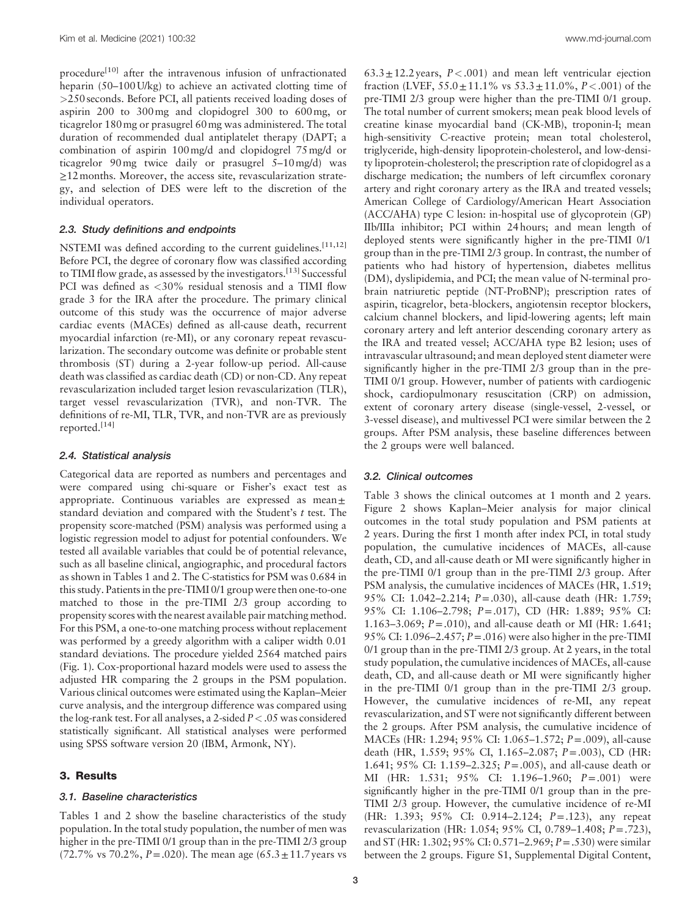procedure[10] after the intravenous infusion of unfractionated heparin (50–100 U/kg) to achieve an activated clotting time of >250 seconds. Before PCI, all patients received loading doses of aspirin 200 to 300 mg and clopidogrel 300 to 600 mg, or ticagrelor 180 mg or prasugrel 60 mg was administered. The total duration of recommended dual antiplatelet therapy (DAPT; a combination of aspirin 100 mg/d and clopidogrel 75 mg/d or ticagrelor 90 mg twice daily or prasugrel 5–10 mg/d) was ≥12 months. Moreover, the access site, revascularization strategy, and selection of DES were left to the discretion of the individual operators.

### 2.3. Study definitions and endpoints

NSTEMI was defined according to the current guidelines.[11,12] Before PCI, the degree of coronary flow was classified according to TIMI flow grade, as assessed by the investigators.[13] Successful PCI was defined as <30% residual stenosis and a TIMI flow grade 3 for the IRA after the procedure. The primary clinical outcome of this study was the occurrence of major adverse cardiac events (MACEs) defined as all-cause death, recurrent myocardial infarction (re-MI), or any coronary repeat revascularization. The secondary outcome was definite or probable stent thrombosis (ST) during a 2-year follow-up period. All-cause death was classified as cardiac death (CD) or non-CD. Any repeat revascularization included target lesion revascularization (TLR), target vessel revascularization (TVR), and non-TVR. The definitions of re-MI, TLR, TVR, and non-TVR are as previously reported.[14]

### 2.4. Statistical analysis

Categorical data are reported as numbers and percentages and were compared using chi-square or Fisher's exact test as appropriate. Continuous variables are expressed as mean ± standard deviation and compared with the Student's $t$ test. The propensity score-matched (PSM) analysis was performed using a logistic regression model to adjust for potential confounders. We tested all available variables that could be of potential relevance, such as all baseline clinical, angiographic, and procedural factors as shown in Tables 1 and 2. The C-statistics for PSM was 0.684 in this study. Patients in the pre-TIMI 0/1 group were then one-to-one matched to those in the pre-TIMI 2/3 group according to propensity scores with the nearest available pair matching method. For this PSM, a one-to-one matching process without replacement was performed by a greedy algorithm with a caliper width 0.01 standard deviations. The procedure yielded 2564 matched pairs (Fig. 1). Cox-proportional hazard models were used to assess the adjusted HR comparing the 2 groups in the PSM population. Various clinical outcomes were estimated using the Kaplan–Meier curve analysis, and the intergroup difference was compared using the log-rank test. For all analyses, a 2-sided $P < .05$ was considered statistically significant. All statistical analyses were performed using SPSS software version 20 (IBM, Armonk, NY).

## 3. Results

### 3.1. Baseline characteristics

Tables 1 and 2 show the baseline characteristics of the study population. In the total study population, the number of men was higher in the pre-TIMI 0/1 group than in the pre-TIMI 2/3 group (72.7% vs 70.2%, $P = .020$). The mean age (65.3 ± 11.7 years vs 63.3 ± 12.2 years, $P < .001$) and mean left ventricular ejection fraction (LVEF, 55.0 ± 11.1% vs 53.3 ± 11.0%, $P < .001$) of the pre-TIMI 2/3 group were higher than the pre-TIMI 0/1 group. The total number of current smokers; mean peak blood levels of creatine kinase myocardial band (CK-MB), troponin-I; mean high-sensitivity C-reactive protein; mean total cholesterol, triglyceride, high-density lipoprotein-cholesterol, and low-density lipoprotein-cholesterol; the prescription rate of clopidogrel as a discharge medication; the numbers of left circumflex coronary artery and right coronary artery as the IRA and treated vessels; American College of Cardiology/American Heart Association (ACC/AHA) type C lesion: in-hospital use of glycoprotein (GP) IIb/IIIa inhibitor; PCI within 24 hours; and mean length of deployed stents were significantly higher in the pre-TIMI 0/1 group than in the pre-TIMI 2/3 group. In contrast, the number of patients who had history of hypertension, diabetes mellitus (DM), dyslipidemia, and PCI; the mean value of N-terminal pro-brain natriuretic peptide (NT-ProBNP); prescription rates of aspirin, ticagrelor, beta-blockers, angiotensin receptor blockers, calcium channel blockers, and lipid-lowering agents; left main coronary artery and left anterior descending coronary artery as the IRA and treated vessel; ACC/AHA type B2 lesion; uses of intravascular ultrasound; and mean deployed stent diameter were significantly higher in the pre-TIMI 2/3 group than in the pre-TIMI 0/1 group. However, number of patients with cardiogenic shock, cardiopulmonary resuscitation (CRP) on admission, extent of coronary artery disease (single-vessel, 2-vessel, or 3-vessel disease), and multivessel PCI were similar between the 2 groups. After PSM analysis, these baseline differences between the 2 groups were well balanced.

### 3.2. Clinical outcomes

Table 3 shows the clinical outcomes at 1 month and 2 years. Figure 2 shows Kaplan–Meier analysis for major clinical outcomes in the total study population and PSM patients at 2 years. During the first 1 month after index PCI, in total study population, the cumulative incidences of MACEs, all-cause death, CD, and all-cause death or MI were significantly higher in the pre-TIMI 0/1 group than in the pre-TIMI 2/3 group. After PSM analysis, the cumulative incidences of MACEs (HR, 1.519; 95% CI: 1.042–2.214; $P = .030$), all-cause death (HR: 1.759; 95% CI: 1.106–2.798; $P = .017$), CD (HR: 1.889; 95% CI: 1.163–3.069; $P = .010$), and all-cause death or MI (HR: 1.641; 95% CI: 1.096–2.457; $P = .016$) were also higher in the pre-TIMI 0/1 group than in the pre-TIMI 2/3 group. At 2 years, in the total study population, the cumulative incidences of MACEs, all-cause death, CD, and all-cause death or MI were significantly higher in the pre-TIMI 0/1 group than in the pre-TIMI 2/3 group. However, the cumulative incidences of re-MI, any repeat revascularization, and ST were not significantly different between the 2 groups. After PSM analysis, the cumulative incidence of MACEs (HR: 1.294; 95% CI: 1.065–1.572; $P = .009$), all-cause death (HR, 1.559; 95% CI, 1.165–2.087; $P = .003$), CD (HR: 1.641; 95% CI: 1.159–2.325; $P = .005$), and all-cause death or MI (HR: 1.531; 95% CI: 1.196–1.960; $P = .001$) were significantly higher in the pre-TIMI 0/1 group than in the pre-TIMI 2/3 group. However, the cumulative incidence of re-MI (HR: 1.393; 95% CI: 0.914–2.124; $P = .123$), any repeat revascularization (HR: 1.054; 95% CI, 0.789–1.408; $P = .723$), and ST (HR: 1.302; 95% CI: 0.571–2.969; $P = .530$) were similar between the 2 groups. Figure S1, Supplemental Digital Content,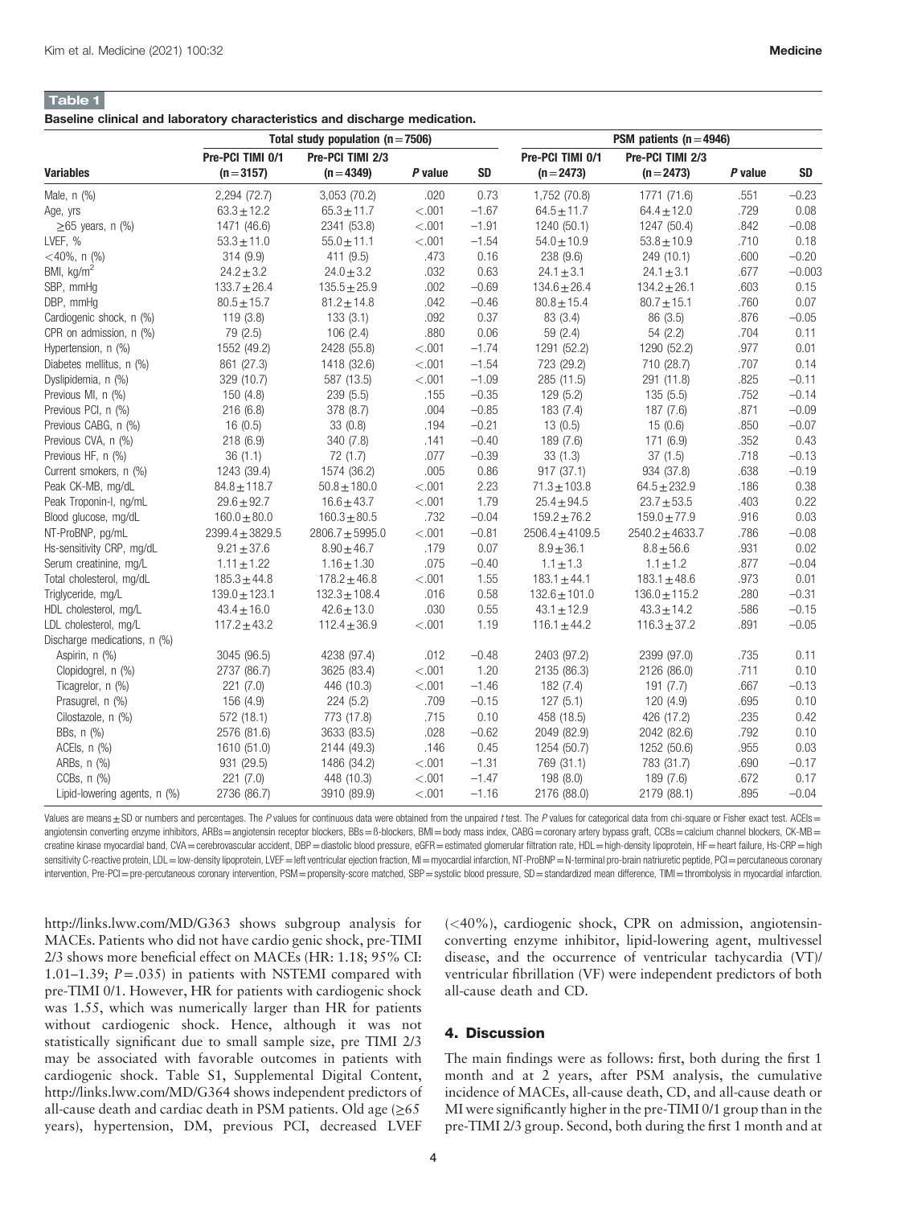**Table 1**

**Baseline clinical and laboratory characteristics and discharge medication.**

| | Total study population (n=7506) | | | | PSM patients (n=4946) | | | |
|---|---|---|---|---|---|---|---|---|
| **Variables** | **Pre-PCI TIMI 0/1 (n=3157)** | **Pre-PCI TIMI 2/3 (n=4349)** | ***P* value** | **SD** | **Pre-PCI TIMI 0/1 (n=2473)** | **Pre-PCI TIMI 2/3 (n=2473)** | ***P* value** | **SD** |
| Male, n (%) | 2,294 (72.7) | 3,053 (70.2) | .020 | 0.73 | 1,752 (70.8) | 1771 (71.6) | .551 | −0.23 |
| Age, yrs | 63.3±12.2 | 65.3±11.7 | <.001 | −1.67 | 64.5±11.7 | 64.4±12.0 | .729 | 0.08 |
| ≥65 years, n (%) | 1471 (46.6) | 2341 (53.8) | <.001 | −1.91 | 1240 (50.1) | 1247 (50.4) | .842 | −0.08 |
| LVEF, % | 53.3±11.0 | 55.0±11.1 | <.001 | −1.54 | 54.0±10.9 | 53.8±10.9 | .710 | 0.18 |
| <40%, n (%) | 314 (9.9) | 411 (9.5) | .473 | 0.16 | 238 (9.6) | 249 (10.1) | .600 | −0.20 |
| BMI, kg/m$^2$ | 24.2±3.2 | 24.0±3.2 | .032 | 0.63 | 24.1±3.1 | 24.1±3.1 | .677 | −0.003 |
| SBP, mmHg | 133.7±26.4 | 135.5±25.9 | .002 | −0.69 | 134.6±26.4 | 134.2±26.1 | .603 | 0.15 |
| DBP, mmHg | 80.5±15.7 | 81.2±14.8 | .042 | −0.46 | 80.8±15.4 | 80.7±15.1 | .760 | 0.07 |
| Cardiogenic shock, n (%) | 119 (3.8) | 133 (3.1) | .092 | 0.37 | 83 (3.4) | 86 (3.5) | .876 | −0.05 |
| CPR on admission, n (%) | 79 (2.5) | 106 (2.4) | .880 | 0.06 | 59 (2.4) | 54 (2.2) | .704 | 0.11 |
| Hypertension, n (%) | 1552 (49.2) | 2428 (55.8) | <.001 | −1.74 | 1291 (52.2) | 1290 (52.2) | .977 | 0.01 |
| Diabetes mellitus, n (%) | 861 (27.3) | 1418 (32.6) | <.001 | −1.54 | 723 (29.2) | 710 (28.7) | .707 | 0.14 |
| Dyslipidemia, n (%) | 329 (10.7) | 587 (13.5) | <.001 | −1.09 | 285 (11.5) | 291 (11.8) | .825 | −0.11 |
| Previous MI, n (%) | 150 (4.8) | 239 (5.5) | .155 | −0.35 | 129 (5.2) | 135 (5.5) | .752 | −0.14 |
| Previous PCI, n (%) | 216 (6.8) | 378 (8.7) | .004 | −0.85 | 183 (7.4) | 187 (7.6) | .871 | −0.09 |
| Previous CABG, n (%) | 16 (0.5) | 33 (0.8) | .194 | −0.21 | 13 (0.5) | 15 (0.6) | .850 | −0.07 |
| Previous CVA, n (%) | 218 (6.9) | 340 (7.8) | .141 | −0.40 | 189 (7.6) | 171 (6.9) | .352 | 0.43 |
| Previous HF, n (%) | 36 (1.1) | 72 (1.7) | .077 | −0.39 | 33 (1.3) | 37 (1.5) | .718 | −0.13 |
| Current smokers, n (%) | 1243 (39.4) | 1574 (36.2) | .005 | 0.86 | 917 (37.1) | 934 (37.8) | .638 | −0.19 |
| Peak CK-MB, mg/dL | 84.8±118.7 | 50.8±180.0 | <.001 | 2.23 | 71.3±103.8 | 64.5±232.9 | .186 | 0.38 |
| Peak Troponin-I, ng/mL | 29.6±92.7 | 16.6±43.7 | <.001 | 1.79 | 25.4±94.5 | 23.7±53.5 | .403 | 0.22 |
| Blood glucose, mg/dL | 160.0±80.0 | 160.3±80.5 | .732 | −0.04 | 159.2±76.2 | 159.0±77.9 | .916 | 0.03 |
| NT-ProBNP, pg/mL | 2399.4±3829.5 | 2806.7±5995.0 | <.001 | −0.81 | 2506.4±4109.5 | 2540.2±4633.7 | .786 | −0.08 |
| Hs-sensitivity CRP, mg/dL | 9.21±37.6 | 8.90±46.7 | .179 | 0.07 | 8.9±36.1 | 8.8±56.6 | .931 | 0.02 |
| Serum creatinine, mg/L | 1.11±1.22 | 1.16±1.30 | .075 | −0.40 | 1.1±1.3 | 1.1±1.2 | .877 | −0.04 |
| Total cholesterol, mg/dL | 185.3±44.8 | 178.2±46.8 | <.001 | 1.55 | 183.1±44.1 | 183.1±48.6 | .973 | 0.01 |
| Triglyceride, mg/L | 139.0±123.1 | 132.3±108.4 | .016 | 0.58 | 132.6±101.0 | 136.0±115.2 | .280 | −0.31 |
| HDL cholesterol, mg/L | 43.4±16.0 | 42.6±13.0 | .030 | 0.55 | 43.1±12.9 | 43.3±14.2 | .586 | −0.15 |
| LDL cholesterol, mg/L | 117.2±43.2 | 112.4±36.9 | <.001 | 1.19 | 116.1±44.2 | 116.3±37.2 | .891 | −0.05 |
| Discharge medications, n (%) | | | | | | | | |
| Aspirin, n (%) | 3045 (96.5) | 4238 (97.4) | .012 | −0.48 | 2403 (97.2) | 2399 (97.0) | .735 | 0.11 |
| Clopidogrel, n (%) | 2737 (86.7) | 3625 (83.4) | <.001 | 1.20 | 2135 (86.3) | 2126 (86.0) | .711 | 0.10 |
| Ticagrelor, n (%) | 221 (7.0) | 446 (10.3) | <.001 | −1.46 | 182 (7.4) | 191 (7.7) | .667 | −0.13 |
| Prasugrel, n (%) | 156 (4.9) | 224 (5.2) | .709 | −0.15 | 127 (5.1) | 120 (4.9) | .695 | 0.10 |
| Cilostazole, n (%) | 572 (18.1) | 773 (17.8) | .715 | 0.10 | 458 (18.5) | 426 (17.2) | .235 | 0.42 |
| BBs, n (%) | 2576 (81.6) | 3633 (83.5) | .028 | −0.62 | 2049 (82.9) | 2042 (82.6) | .792 | 0.10 |
| ACEIs, n (%) | 1610 (51.0) | 2144 (49.3) | .146 | 0.45 | 1254 (50.7) | 1252 (50.6) | .955 | 0.03 |
| ARBs, n (%) | 931 (29.5) | 1486 (34.2) | <.001 | −1.31 | 769 (31.1) | 783 (31.7) | .690 | −0.17 |
| CCBs, n (%) | 221 (7.0) | 448 (10.3) | <.001 | −1.47 | 198 (8.0) | 189 (7.6) | .672 | 0.17 |
| Lipid-lowering agents, n (%) | 2736 (86.7) | 3910 (89.9) | <.001 | −1.16 | 2176 (88.0) | 2179 (88.1) | .895 | −0.04 |

Values are means±SD or numbers and percentages. The *P* values for continuous data were obtained from the unpaired *t* test. The *P* values for categorical data from chi-square or Fisher exact test. ACEIs = angiotensin converting enzyme inhibitors, ARBs = angiotensin receptor blockers, BBs = ß-blockers, BMI = body mass index, CABG = coronary artery bypass graft, CCBs = calcium channel blockers, CK-MB = creatine kinase myocardial band, CVA = cerebrovascular accident, DBP = diastolic blood pressure, eGFR = estimated glomerular filtration rate, HDL = high-density lipoprotein, HF = heart failure, Hs-CRP = high sensitivity C-reactive protein, LDL = low-density lipoprotein, LVEF = left ventricular ejection fraction, MI = myocardial infarction, NT-ProBNP = N-terminal pro-brain natriuretic peptide, PCI = percutaneous coronary intervention, Pre-PCI = pre-percutaneous coronary intervention, PSM = propensity-score matched, SBP = systolic blood pressure, SD = standardized mean difference, TIMI = thrombolysis in myocardial infarction.

http://links.lww.com/MD/G363 shows subgroup analysis for MACEs. Patients who did not have cardio genic shock, pre-TIMI 2/3 shows more beneficial effect on MACEs (HR: 1.18; 95% CI: 1.01–1.39; $P=.035$) in patients with NSTEMI compared with pre-TIMI 0/1. However, HR for patients with cardiogenic shock was 1.55, which was numerically larger than HR for patients without cardiogenic shock. Hence, although it was not statistically significant due to small sample size, pre TIMI 2/3 may be associated with favorable outcomes in patients with cardiogenic shock. Table S1, Supplemental Digital Content, http://links.lww.com/MD/G364 shows independent predictors of all-cause death and cardiac death in PSM patients. Old age (≥65 years), hypertension, DM, previous PCI, decreased LVEF (<40%), cardiogenic shock, CPR on admission, angiotensin-converting enzyme inhibitor, lipid-lowering agent, multivessel disease, and the occurrence of ventricular tachycardia (VT)/ventricular fibrillation (VF) were independent predictors of both all-cause death and CD.

## 4. Discussion

The main findings were as follows: first, both during the first 1 month and at 2 years, after PSM analysis, the cumulative incidence of MACEs, all-cause death, CD, and all-cause death or MI were significantly higher in the pre-TIMI 0/1 group than in the pre-TIMI 2/3 group. Second, both during the first 1 month and at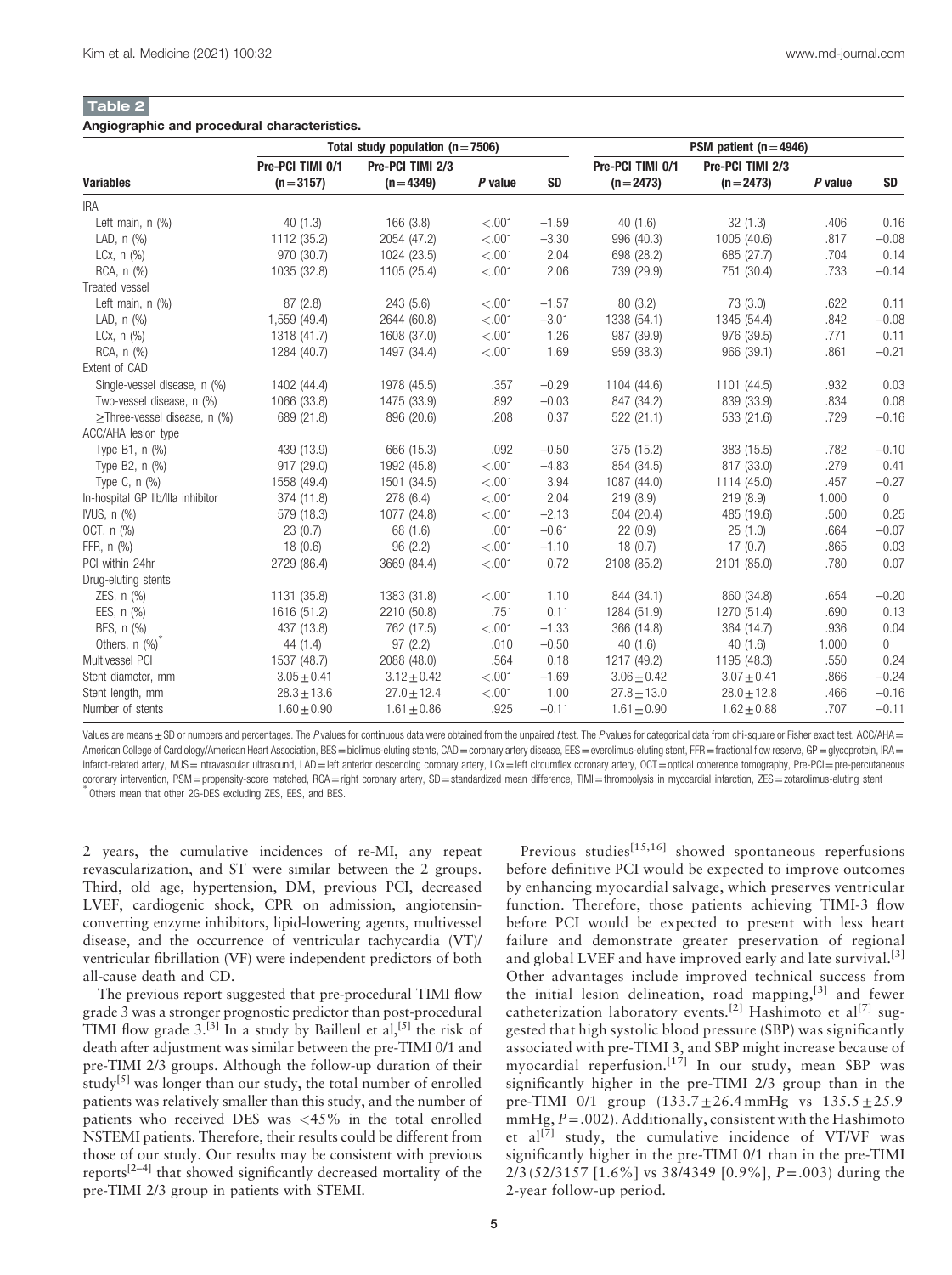**Table 2**

**Angiographic and procedural characteristics.**

| | Total study population (n = 7506) | | | | PSM patient (n = 4946) | | | |
|---|---|---|---|---|---|---|---|---|
| **Variables** | **Pre-PCI TIMI 0/1 (n = 3157)** | **Pre-PCI TIMI 2/3 (n = 4349)** | ***P* value** | **SD** | **Pre-PCI TIMI 0/1 (n = 2473)** | **Pre-PCI TIMI 2/3 (n = 2473)** | ***P* value** | **SD** |
| IRA | | | | | | | | |
| Left main, n (%) | 40 (1.3) | 166 (3.8) | <.001 | −1.59 | 40 (1.6) | 32 (1.3) | .406 | 0.16 |
| LAD, n (%) | 1112 (35.2) | 2054 (47.2) | <.001 | −3.30 | 996 (40.3) | 1005 (40.6) | .817 | −0.08 |
| LCx, n (%) | 970 (30.7) | 1024 (23.5) | <.001 | 2.04 | 698 (28.2) | 685 (27.7) | .704 | 0.14 |
| RCA, n (%) | 1035 (32.8) | 1105 (25.4) | <.001 | 2.06 | 739 (29.9) | 751 (30.4) | .733 | −0.14 |
| Treated vessel | | | | | | | | |
| Left main, n (%) | 87 (2.8) | 243 (5.6) | <.001 | −1.57 | 80 (3.2) | 73 (3.0) | .622 | 0.11 |
| LAD, n (%) | 1,559 (49.4) | 2644 (60.8) | <.001 | −3.01 | 1338 (54.1) | 1345 (54.4) | .842 | −0.08 |
| LCx, n (%) | 1318 (41.7) | 1608 (37.0) | <.001 | 1.26 | 987 (39.9) | 976 (39.5) | .771 | 0.11 |
| RCA, n (%) | 1284 (40.7) | 1497 (34.4) | <.001 | 1.69 | 959 (38.3) | 966 (39.1) | .861 | −0.21 |
| Extent of CAD | | | | | | | | |
| Single-vessel disease, n (%) | 1402 (44.4) | 1978 (45.5) | .357 | −0.29 | 1104 (44.6) | 1101 (44.5) | .932 | 0.03 |
| Two-vessel disease, n (%) | 1066 (33.8) | 1475 (33.9) | .892 | −0.03 | 847 (34.2) | 839 (33.9) | .834 | 0.08 |
| ≥Three-vessel disease, n (%) | 689 (21.8) | 896 (20.6) | .208 | 0.37 | 522 (21.1) | 533 (21.6) | .729 | −0.16 |
| ACC/AHA lesion type | | | | | | | | |
| Type B1, n (%) | 439 (13.9) | 666 (15.3) | .092 | −0.50 | 375 (15.2) | 383 (15.5) | .782 | −0.10 |
| Type B2, n (%) | 917 (29.0) | 1992 (45.8) | <.001 | −4.83 | 854 (34.5) | 817 (33.0) | .279 | 0.41 |
| Type C, n (%) | 1558 (49.4) | 1501 (34.5) | <.001 | 3.94 | 1087 (44.0) | 1114 (45.0) | .457 | −0.27 |
| In-hospital GP IIb/IIIa inhibitor | 374 (11.8) | 278 (6.4) | <.001 | 2.04 | 219 (8.9) | 219 (8.9) | 1.000 | 0 |
| IVUS, n (%) | 579 (18.3) | 1077 (24.8) | <.001 | −2.13 | 504 (20.4) | 485 (19.6) | .500 | 0.25 |
| OCT, n (%) | 23 (0.7) | 68 (1.6) | .001 | −0.61 | 22 (0.9) | 25 (1.0) | .664 | −0.07 |
| FFR, n (%) | 18 (0.6) | 96 (2.2) | <.001 | −1.10 | 18 (0.7) | 17 (0.7) | .865 | 0.03 |
| PCI within 24hr | 2729 (86.4) | 3669 (84.4) | <.001 | 0.72 | 2108 (85.2) | 2101 (85.0) | .780 | 0.07 |
| Drug-eluting stents | | | | | | | | |
| ZES, n (%) | 1131 (35.8) | 1383 (31.8) | <.001 | 1.10 | 844 (34.1) | 860 (34.8) | .654 | −0.20 |
| EES, n (%) | 1616 (51.2) | 2210 (50.8) | .751 | 0.11 | 1284 (51.9) | 1270 (51.4) | .690 | 0.13 |
| BES, n (%) | 437 (13.8) | 762 (17.5) | <.001 | −1.33 | 366 (14.8) | 364 (14.7) | .936 | 0.04 |
| Others, n (%)* | 44 (1.4) | 97 (2.2) | .010 | −0.50 | 40 (1.6) | 40 (1.6) | 1.000 | 0 |
| Multivessel PCI | 1537 (48.7) | 2088 (48.0) | .564 | 0.18 | 1217 (49.2) | 1195 (48.3) | .550 | 0.24 |
| Stent diameter, mm | 3.05 ± 0.41 | 3.12 ± 0.42 | <.001 | −1.69 | 3.06 ± 0.42 | 3.07 ± 0.41 | .866 | −0.24 |
| Stent length, mm | 28.3 ± 13.6 | 27.0 ± 12.4 | <.001 | 1.00 | 27.8 ± 13.0 | 28.0 ± 12.8 | .466 | −0.16 |
| Number of stents | 1.60 ± 0.90 | 1.61 ± 0.86 | .925 | −0.11 | 1.61 ± 0.90 | 1.62 ± 0.88 | .707 | −0.11 |

Values are means ± SD or numbers and percentages. The *P* values for continuous data were obtained from the unpaired *t* test. The *P* values for categorical data from chi-square or Fisher exact test. ACC/AHA = American College of Cardiology/American Heart Association, BES = biolimus-eluting stents, CAD = coronary artery disease, EES = everolimus-eluting stent, FFR = fractional flow reserve, GP = glycoprotein, IRA = infarct-related artery, IVUS = intravascular ultrasound, LAD = left anterior descending coronary artery, LCx = left circumflex coronary artery, OCT = optical coherence tomography, Pre-PCI = pre-percutaneous coronary intervention, PSM = propensity-score matched, RCA = right coronary artery, SD = standardized mean difference, TIMI = thrombolysis in myocardial infarction, ZES = zotarolimus-eluting stent

* Others mean that other 2G-DES excluding ZES, EES, and BES.

2 years, the cumulative incidences of re-MI, any repeat revascularization, and ST were similar between the 2 groups. Third, old age, hypertension, DM, previous PCI, decreased LVEF, cardiogenic shock, CPR on admission, angiotensin-converting enzyme inhibitors, lipid-lowering agents, multivessel disease, and the occurrence of ventricular tachycardia (VT)/ventricular fibrillation (VF) were independent predictors of both all-cause death and CD.

The previous report suggested that pre-procedural TIMI flow grade 3 was a stronger prognostic predictor than post-procedural TIMI flow grade 3.[3] In a study by Bailleul et al,[5] the risk of death after adjustment was similar between the pre-TIMI 0/1 and pre-TIMI 2/3 groups. Although the follow-up duration of their study[5] was longer than our study, the total number of enrolled patients was relatively smaller than this study, and the number of patients who received DES was <45% in the total enrolled NSTEMI patients. Therefore, their results could be different from those of our study. Our results may be consistent with previous reports[2–4] that showed significantly decreased mortality of the pre-TIMI 2/3 group in patients with STEMI.

Previous studies[15,16] showed spontaneous reperfusions before definitive PCI would be expected to improve outcomes by enhancing myocardial salvage, which preserves ventricular function. Therefore, those patients achieving TIMI-3 flow before PCI would be expected to present with less heart failure and demonstrate greater preservation of regional and global LVEF and have improved early and late survival.[3] Other advantages include improved technical success from the initial lesion delineation, road mapping,[3] and fewer catheterization laboratory events.[2] Hashimoto et al[7] suggested that high systolic blood pressure (SBP) was significantly associated with pre-TIMI 3, and SBP might increase because of myocardial reperfusion.[17] In our study, mean SBP was significantly higher in the pre-TIMI 2/3 group than in the pre-TIMI 0/1 group (133.7 ± 26.4 mmHg vs 135.5 ± 25.9 mmHg, *P* = .002). Additionally, consistent with the Hashimoto et al[7] study, the cumulative incidence of VT/VF was significantly higher in the pre-TIMI 0/1 than in the pre-TIMI 2/3 (52/3157 [1.6%] vs 38/4349 [0.9%], *P* = .003) during the 2-year follow-up period.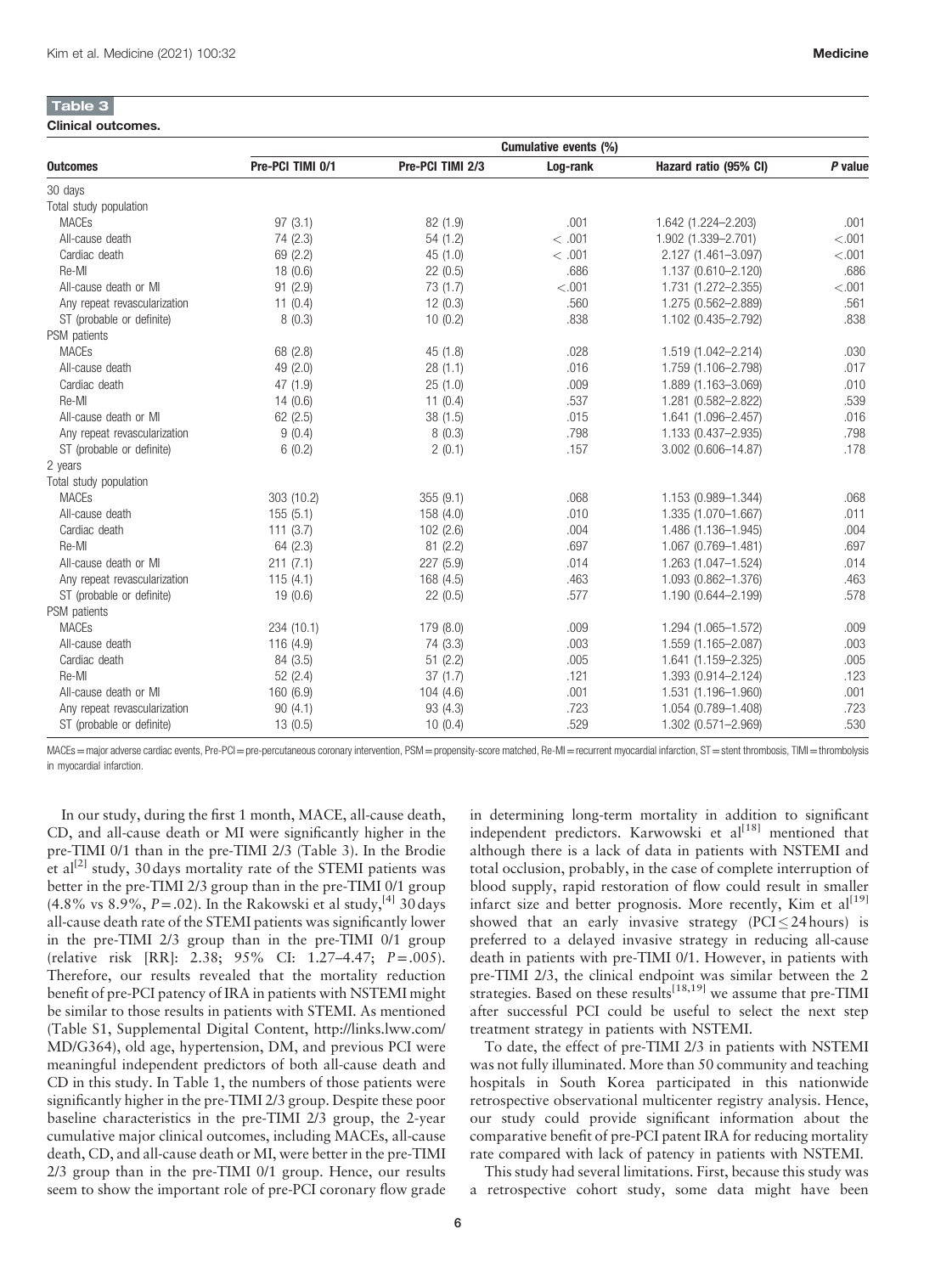**Table 3**

**Clinical outcomes.**

| Outcomes | Cumulative events (%) | | | | |
|---|---|---|---|---|---|
| | Pre-PCI TIMI 0/1 | Pre-PCI TIMI 2/3 | Log-rank | Hazard ratio (95% CI) | P value |
| 30 days | | | | | |
| Total study population | | | | | |
| MACEs | 97 (3.1) | 82 (1.9) | .001 | 1.642 (1.224–2.203) | .001 |
| All-cause death | 74 (2.3) | 54 (1.2) | < .001 | 1.902 (1.339–2.701) | <.001 |
| Cardiac death | 69 (2.2) | 45 (1.0) | < .001 | 2.127 (1.461–3.097) | <.001 |
| Re-MI | 18 (0.6) | 22 (0.5) | .686 | 1.137 (0.610–2.120) | .686 |
| All-cause death or MI | 91 (2.9) | 73 (1.7) | <.001 | 1.731 (1.272–2.355) | <.001 |
| Any repeat revascularization | 11 (0.4) | 12 (0.3) | .560 | 1.275 (0.562–2.889) | .561 |
| ST (probable or definite) | 8 (0.3) | 10 (0.2) | .838 | 1.102 (0.435–2.792) | .838 |
| PSM patients | | | | | |
| MACEs | 68 (2.8) | 45 (1.8) | .028 | 1.519 (1.042–2.214) | .030 |
| All-cause death | 49 (2.0) | 28 (1.1) | .016 | 1.759 (1.106–2.798) | .017 |
| Cardiac death | 47 (1.9) | 25 (1.0) | .009 | 1.889 (1.163–3.069) | .010 |
| Re-MI | 14 (0.6) | 11 (0.4) | .537 | 1.281 (0.582–2.822) | .539 |
| All-cause death or MI | 62 (2.5) | 38 (1.5) | .015 | 1.641 (1.096–2.457) | .016 |
| Any repeat revascularization | 9 (0.4) | 8 (0.3) | .798 | 1.133 (0.437–2.935) | .798 |
| ST (probable or definite) | 6 (0.2) | 2 (0.1) | .157 | 3.002 (0.606–14.87) | .178 |
| 2 years | | | | | |
| Total study population | | | | | |
| MACEs | 303 (10.2) | 355 (9.1) | .068 | 1.153 (0.989–1.344) | .068 |
| All-cause death | 155 (5.1) | 158 (4.0) | .010 | 1.335 (1.070–1.667) | .011 |
| Cardiac death | 111 (3.7) | 102 (2.6) | .004 | 1.486 (1.136–1.945) | .004 |
| Re-MI | 64 (2.3) | 81 (2.2) | .697 | 1.067 (0.769–1.481) | .697 |
| All-cause death or MI | 211 (7.1) | 227 (5.9) | .014 | 1.263 (1.047–1.524) | .014 |
| Any repeat revascularization | 115 (4.1) | 168 (4.5) | .463 | 1.093 (0.862–1.376) | .463 |
| ST (probable or definite) | 19 (0.6) | 22 (0.5) | .577 | 1.190 (0.644–2.199) | .578 |
| PSM patients | | | | | |
| MACEs | 234 (10.1) | 179 (8.0) | .009 | 1.294 (1.065–1.572) | .009 |
| All-cause death | 116 (4.9) | 74 (3.3) | .003 | 1.559 (1.165–2.087) | .003 |
| Cardiac death | 84 (3.5) | 51 (2.2) | .005 | 1.641 (1.159–2.325) | .005 |
| Re-MI | 52 (2.4) | 37 (1.7) | .121 | 1.393 (0.914–2.124) | .123 |
| All-cause death or MI | 160 (6.9) | 104 (4.6) | .001 | 1.531 (1.196–1.960) | .001 |
| Any repeat revascularization | 90 (4.1) | 93 (4.3) | .723 | 1.054 (0.789–1.408) | .723 |
| ST (probable or definite) | 13 (0.5) | 10 (0.4) | .529 | 1.302 (0.571–2.969) | .530 |

MACEs = major adverse cardiac events, Pre-PCI = pre-percutaneous coronary intervention, PSM = propensity-score matched, Re-MI = recurrent myocardial infarction, ST = stent thrombosis, TIMI = thrombolysis in myocardial infarction.

In our study, during the first 1 month, MACE, all-cause death, CD, and all-cause death or MI were significantly higher in the pre-TIMI 0/1 than in the pre-TIMI 2/3 (Table 3). In the Brodie et al[2] study, 30 days mortality rate of the STEMI patients was better in the pre-TIMI 2/3 group than in the pre-TIMI 0/1 group (4.8% vs 8.9%, $P = .02$). In the Rakowski et al study,[4] 30 days all-cause death rate of the STEMI patients was significantly lower in the pre-TIMI 2/3 group than in the pre-TIMI 0/1 group (relative risk [RR]: 2.38; 95% CI: 1.27–4.47; $P = .005$). Therefore, our results revealed that the mortality reduction benefit of pre-PCI patency of IRA in patients with NSTEMI might be similar to those results in patients with STEMI. As mentioned (Table S1, Supplemental Digital Content, http://links.lww.com/MD/G364), old age, hypertension, DM, and previous PCI were meaningful independent predictors of both all-cause death and CD in this study. In Table 1, the numbers of those patients were significantly higher in the pre-TIMI 2/3 group. Despite these poor baseline characteristics in the pre-TIMI 2/3 group, the 2-year cumulative major clinical outcomes, including MACEs, all-cause death, CD, and all-cause death or MI, were better in the pre-TIMI 2/3 group than in the pre-TIMI 0/1 group. Hence, our results seem to show the important role of pre-PCI coronary flow grade in determining long-term mortality in addition to significant independent predictors. Karwowski et al[18] mentioned that although there is a lack of data in patients with NSTEMI and total occlusion, probably, in the case of complete interruption of blood supply, rapid restoration of flow could result in smaller infarct size and better prognosis. More recently, Kim et al[19] showed that an early invasive strategy (PCI $\leq$ 24 hours) is preferred to a delayed invasive strategy in reducing all-cause death in patients with pre-TIMI 0/1. However, in patients with pre-TIMI 2/3, the clinical endpoint was similar between the 2 strategies. Based on these results[18,19] we assume that pre-TIMI after successful PCI could be useful to select the next step treatment strategy in patients with NSTEMI.

To date, the effect of pre-TIMI 2/3 in patients with NSTEMI was not fully illuminated. More than 50 community and teaching hospitals in South Korea participated in this nationwide retrospective observational multicenter registry analysis. Hence, our study could provide significant information about the comparative benefit of pre-PCI patent IRA for reducing mortality rate compared with lack of patency in patients with NSTEMI.

This study had several limitations. First, because this study was a retrospective cohort study, some data might have been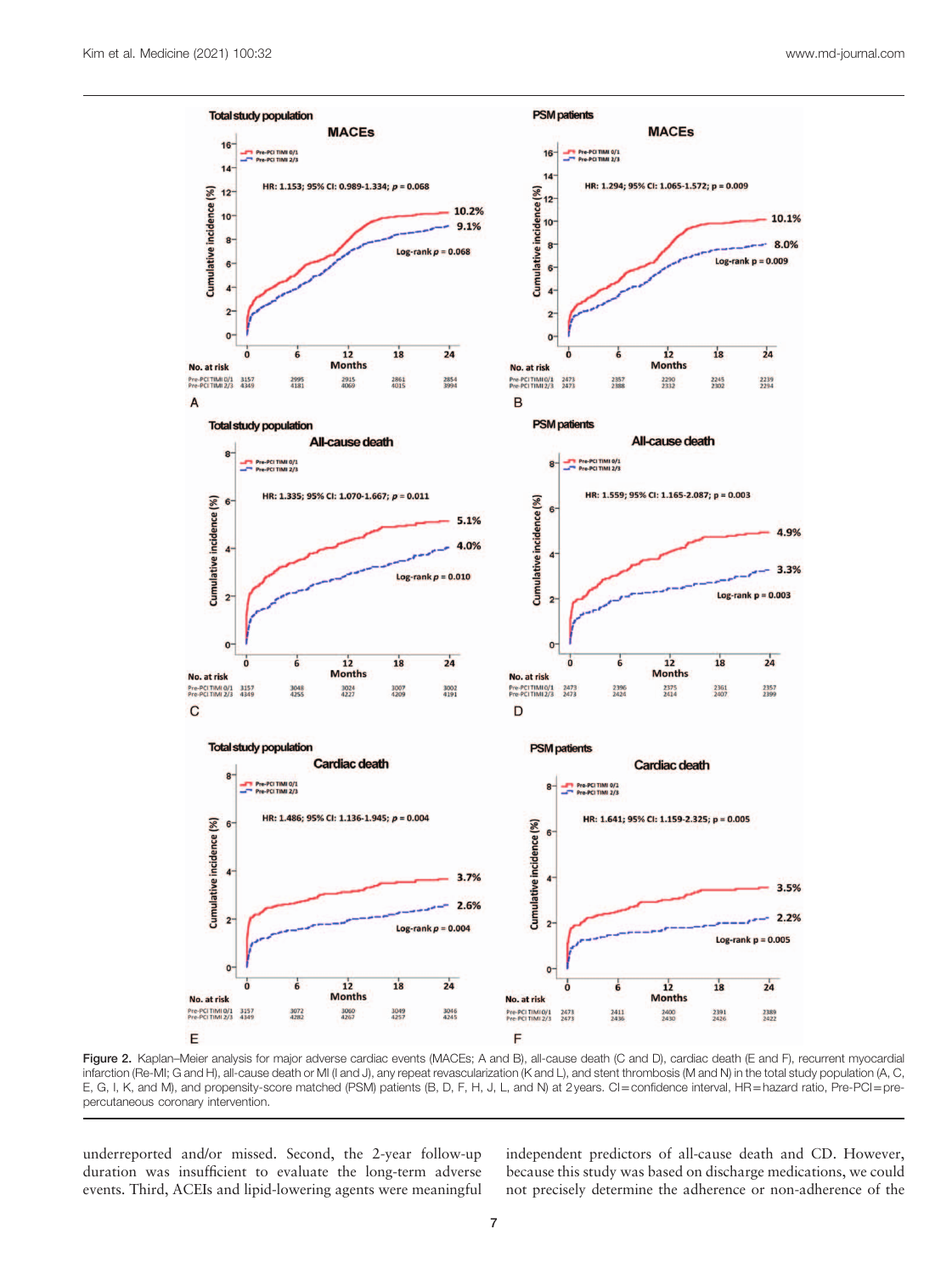**Figure 2.** Kaplan–Meier analysis for major adverse cardiac events (MACEs; A and B), all-cause death (C and D), cardiac death (E and F), recurrent myocardial infarction (Re-MI; G and H), all-cause death or MI (I and J), any repeat revascularization (K and L), and stent thrombosis (M and N) in the total study population (A, C, E, G, I, K, and M), and propensity-score matched (PSM) patients (B, D, F, H, J, L, and N) at 2 years. CI = confidence interval, HR = hazard ratio, Pre-PCI = pre-percutaneous coronary intervention.

underreported and/or missed. Second, the 2-year follow-up duration was insufficient to evaluate the long-term adverse events. Third, ACEIs and lipid-lowering agents were meaningful independent predictors of all-cause death and CD. However, because this study was based on discharge medications, we could not precisely determine the adherence or non-adherence of the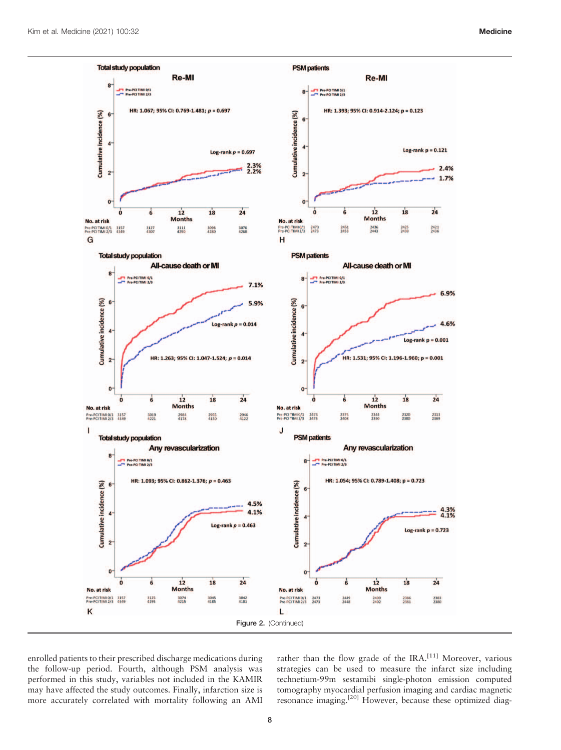Figure 2. (Continued)

enrolled patients to their prescribed discharge medications during the follow-up period. Fourth, although PSM analysis was performed in this study, variables not included in the KAMIR may have affected the study outcomes. Finally, infarction size is more accurately correlated with mortality following an AMI rather than the flow grade of the IRA.[11] Moreover, various strategies can be used to measure the infarct size including technetium-99m sestamibi single-photon emission computed tomography myocardial perfusion imaging and cardiac magnetic resonance imaging.[20] However, because these optimized diag-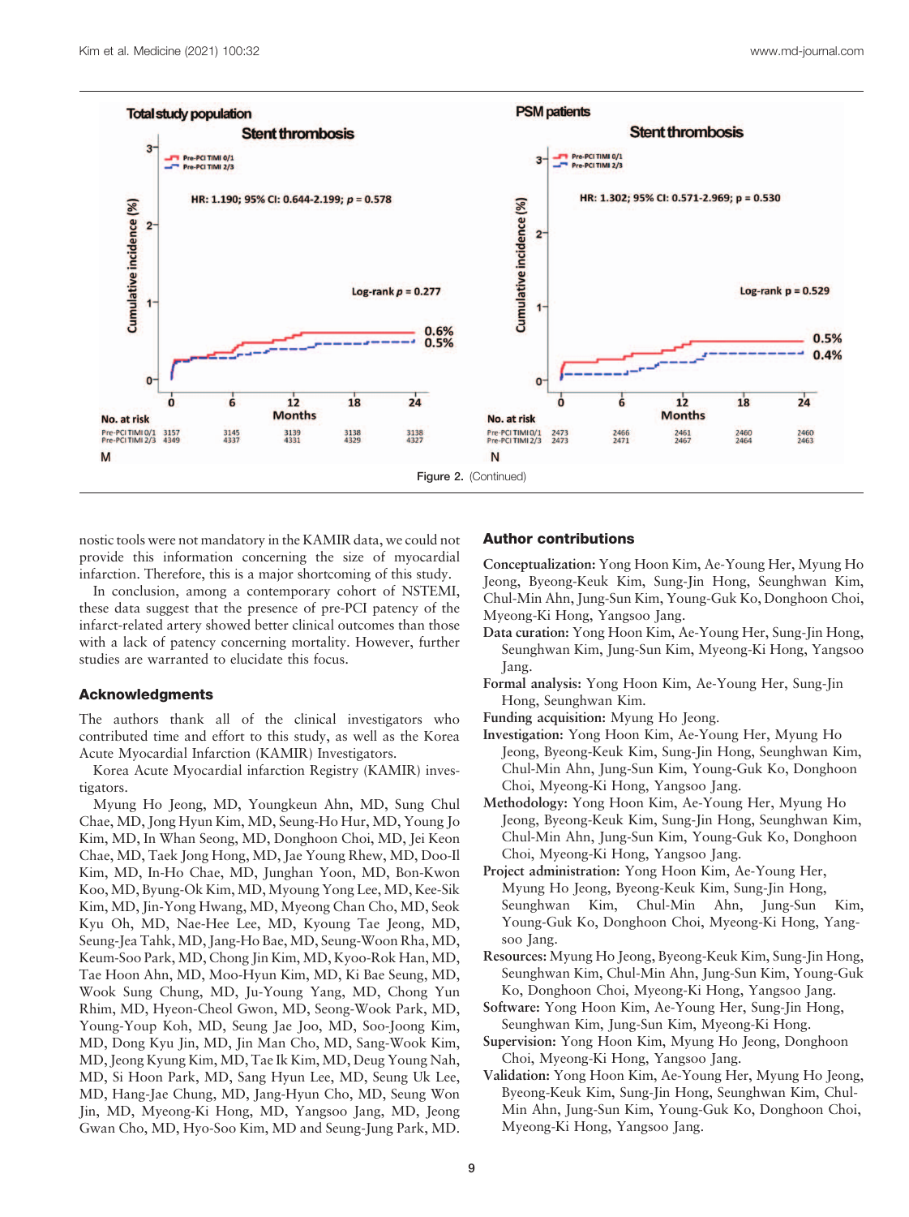Total study population

Stent thrombosis

Pre-PCI TIMI 0/1
Pre-PCI TIMI 2/3

HR: 1.190; 95% CI: 0.644-2.199; p = 0.578

Log-rank p = 0.277

0.6%
0.5%

Cumulative incidence (%)

Months

No. at risk

| | 0 | 6 | 12 | 18 | 24 |
|---|---|---|---|---|---|
| Pre-PCI TIMI 0/1 | 3157 | 3145 | 3139 | 3138 | 3138 |
| Pre-PCI TIMI 2/3 | 4349 | 4337 | 4331 | 4329 | 4327 |

M

PSM patients

Stent thrombosis

Pre-PCI TIMI 0/1
Pre-PCI TIMI 2/3

HR: 1.302; 95% CI: 0.571-2.969; p = 0.530

Log-rank p = 0.529

0.5%
0.4%

Cumulative incidence (%)

Months

No. at risk

| | 0 | 6 | 12 | 18 | 24 |
|---|---|---|---|---|---|
| Pre-PCI TIMI 0/1 | 2473 | 2466 | 2461 | 2460 | 2460 |
| Pre-PCI TIMI 2/3 | 2473 | 2471 | 2467 | 2464 | 2463 |

N

Figure 2. (Continued)

nostic tools were not mandatory in the KAMIR data, we could not provide this information concerning the size of myocardial infarction. Therefore, this is a major shortcoming of this study.

In conclusion, among a contemporary cohort of NSTEMI, these data suggest that the presence of pre-PCI patency of the infarct-related artery showed better clinical outcomes than those with a lack of patency concerning mortality. However, further studies are warranted to elucidate this focus.

## Acknowledgments

The authors thank all of the clinical investigators who contributed time and effort to this study, as well as the Korea Acute Myocardial Infarction (KAMIR) Investigators.

Korea Acute Myocardial infarction Registry (KAMIR) investigators.

Myung Ho Jeong, MD, Youngkeun Ahn, MD, Sung Chul Chae, MD, Jong Hyun Kim, MD, Seung-Ho Hur, MD, Young Jo Kim, MD, In Whan Seong, MD, Donghoon Choi, MD, Jei Keon Chae, MD, Taek Jong Hong, MD, Jae Young Rhew, MD, Doo-Il Kim, MD, In-Ho Chae, MD, Junghan Yoon, MD, Bon-Kwon Koo, MD, Byung-Ok Kim, MD, Myoung Yong Lee, MD, Kee-Sik Kim, MD, Jin-Yong Hwang, MD, Myeong Chan Cho, MD, Seok Kyu Oh, MD, Nae-Hee Lee, MD, Kyoung Tae Jeong, MD, Seung-Jea Tahk, MD, Jang-Ho Bae, MD, Seung-Woon Rha, MD, Keum-Soo Park, MD, Chong Jin Kim, MD, Kyoo-Rok Han, MD, Tae Hoon Ahn, MD, Moo-Hyun Kim, MD, Ki Bae Seung, MD, Wook Sung Chung, MD, Ju-Young Yang, MD, Chong Yun Rhim, MD, Hyeon-Cheol Gwon, MD, Seong-Wook Park, MD, Young-Youp Koh, MD, Seung Jae Joo, MD, Soo-Joong Kim, MD, Dong Kyu Jin, MD, Jin Man Cho, MD, Sang-Wook Kim, MD, Jeong Kyung Kim, MD, Tae Ik Kim, MD, Deug Young Nah, MD, Si Hoon Park, MD, Sang Hyun Lee, MD, Seung Uk Lee, MD, Hang-Jae Chung, MD, Jang-Hyun Cho, MD, Seung Won Jin, MD, Myeong-Ki Hong, MD, Yangsoo Jang, MD, Jeong Gwan Cho, MD, Hyo-Soo Kim, MD and Seung-Jung Park, MD.

## Author contributions

**Conceptualization:** Yong Hoon Kim, Ae-Young Her, Myung Ho Jeong, Byeong-Keuk Kim, Sung-Jin Hong, Seunghwan Kim, Chul-Min Ahn, Jung-Sun Kim, Young-Guk Ko, Donghoon Choi, Myeong-Ki Hong, Yangsoo Jang.

**Data curation:** Yong Hoon Kim, Ae-Young Her, Sung-Jin Hong, Seunghwan Kim, Jung-Sun Kim, Myeong-Ki Hong, Yangsoo Jang.

**Formal analysis:** Yong Hoon Kim, Ae-Young Her, Sung-Jin Hong, Seunghwan Kim.

**Funding acquisition:** Myung Ho Jeong.

**Investigation:** Yong Hoon Kim, Ae-Young Her, Myung Ho Jeong, Byeong-Keuk Kim, Sung-Jin Hong, Seunghwan Kim, Chul-Min Ahn, Jung-Sun Kim, Young-Guk Ko, Donghoon Choi, Myeong-Ki Hong, Yangsoo Jang.

**Methodology:** Yong Hoon Kim, Ae-Young Her, Myung Ho Jeong, Byeong-Keuk Kim, Sung-Jin Hong, Seunghwan Kim, Chul-Min Ahn, Jung-Sun Kim, Young-Guk Ko, Donghoon Choi, Myeong-Ki Hong, Yangsoo Jang.

**Project administration:** Yong Hoon Kim, Ae-Young Her, Myung Ho Jeong, Byeong-Keuk Kim, Sung-Jin Hong, Seunghwan Kim, Chul-Min Ahn, Jung-Sun Kim, Young-Guk Ko, Donghoon Choi, Myeong-Ki Hong, Yangsoo Jang.

**Resources:** Myung Ho Jeong, Byeong-Keuk Kim, Sung-Jin Hong, Seunghwan Kim, Chul-Min Ahn, Jung-Sun Kim, Young-Guk Ko, Donghoon Choi, Myeong-Ki Hong, Yangsoo Jang.

**Software:** Yong Hoon Kim, Ae-Young Her, Sung-Jin Hong, Seunghwan Kim, Jung-Sun Kim, Myeong-Ki Hong.

**Supervision:** Yong Hoon Kim, Myung Ho Jeong, Donghoon Choi, Myeong-Ki Hong, Yangsoo Jang.

**Validation:** Yong Hoon Kim, Ae-Young Her, Myung Ho Jeong, Byeong-Keuk Kim, Sung-Jin Hong, Seunghwan Kim, Chul-Min Ahn, Jung-Sun Kim, Young-Guk Ko, Donghoon Choi, Myeong-Ki Hong, Yangsoo Jang.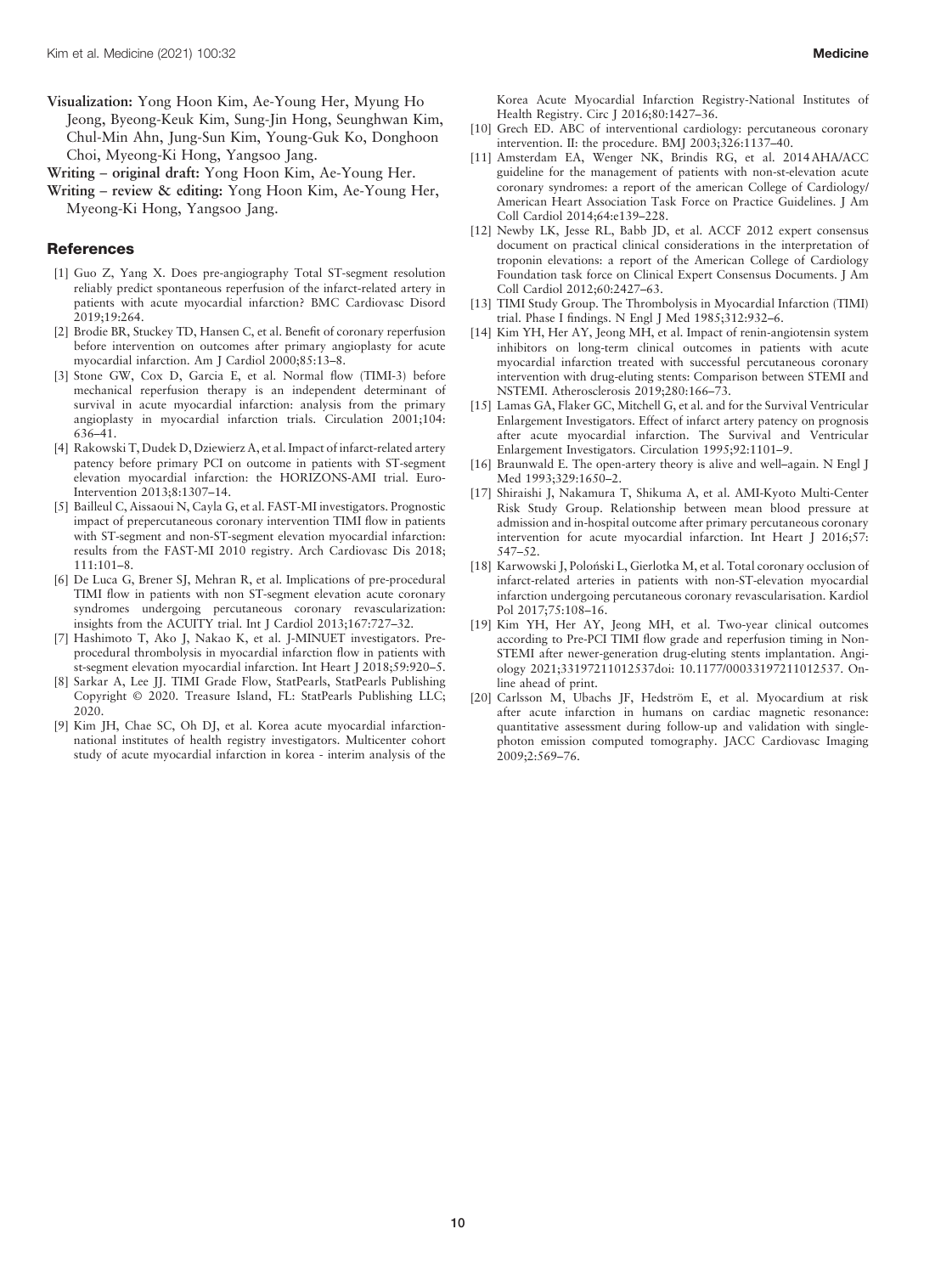**Visualization:** Yong Hoon Kim, Ae-Young Her, Myung Ho Jeong, Byeong-Keuk Kim, Sung-Jin Hong, Seunghwan Kim, Chul-Min Ahn, Jung-Sun Kim, Young-Guk Ko, Donghoon Choi, Myeong-Ki Hong, Yangsoo Jang.

**Writing – original draft:** Yong Hoon Kim, Ae-Young Her.

**Writing – review & editing:** Yong Hoon Kim, Ae-Young Her, Myeong-Ki Hong, Yangsoo Jang.

## References

[1] Guo Z, Yang X. Does pre-angiography Total ST-segment resolution reliably predict spontaneous reperfusion of the infarct-related artery in patients with acute myocardial infarction? BMC Cardiovasc Disord 2019;19:264.

[2] Brodie BR, Stuckey TD, Hansen C, et al. Benefit of coronary reperfusion before intervention on outcomes after primary angioplasty for acute myocardial infarction. Am J Cardiol 2000;85:13–8.

[3] Stone GW, Cox D, Garcia E, et al. Normal flow (TIMI-3) before mechanical reperfusion therapy is an independent determinant of survival in acute myocardial infarction: analysis from the primary angioplasty in myocardial infarction trials. Circulation 2001;104: 636–41.

[4] Rakowski T, Dudek D, Dziewierz A, et al. Impact of infarct-related artery patency before primary PCI on outcome in patients with ST-segment elevation myocardial infarction: the HORIZONS-AMI trial. Euro-Intervention 2013;8:1307–14.

[5] Bailleul C, Aissaoui N, Cayla G, et al. FAST-MI investigators. Prognostic impact of prepercutaneous coronary intervention TIMI flow in patients with ST-segment and non-ST-segment elevation myocardial infarction: results from the FAST-MI 2010 registry. Arch Cardiovasc Dis 2018; 111:101–8.

[6] De Luca G, Brener SJ, Mehran R, et al. Implications of pre-procedural TIMI flow in patients with non ST-segment elevation acute coronary syndromes undergoing percutaneous coronary revascularization: insights from the ACUITY trial. Int J Cardiol 2013;167:727–32.

[7] Hashimoto T, Ako J, Nakao K, et al. J-MINUET investigators. Pre-procedural thrombolysis in myocardial infarction flow in patients with st-segment elevation myocardial infarction. Int Heart J 2018;59:920–5.

[8] Sarkar A, Lee JJ. TIMI Grade Flow, StatPearls, StatPearls Publishing Copyright © 2020. Treasure Island, FL: StatPearls Publishing LLC; 2020.

[9] Kim JH, Chae SC, Oh DJ, et al. Korea acute myocardial infarction-national institutes of health registry investigators. Multicenter cohort study of acute myocardial infarction in korea - interim analysis of the Korea Acute Myocardial Infarction Registry-National Institutes of Health Registry. Circ J 2016;80:1427–36.

[10] Grech ED. ABC of interventional cardiology: percutaneous coronary intervention. II: the procedure. BMJ 2003;326:1137–40.

[11] Amsterdam EA, Wenger NK, Brindis RG, et al. 2014 AHA/ACC guideline for the management of patients with non-st-elevation acute coronary syndromes: a report of the american College of Cardiology/ American Heart Association Task Force on Practice Guidelines. J Am Coll Cardiol 2014;64:e139–228.

[12] Newby LK, Jesse RL, Babb JD, et al. ACCF 2012 expert consensus document on practical clinical considerations in the interpretation of troponin elevations: a report of the American College of Cardiology Foundation task force on Clinical Expert Consensus Documents. J Am Coll Cardiol 2012;60:2427–63.

[13] TIMI Study Group. The Thrombolysis in Myocardial Infarction (TIMI) trial. Phase I findings. N Engl J Med 1985;312:932–6.

[14] Kim YH, Her AY, Jeong MH, et al. Impact of renin-angiotensin system inhibitors on long-term clinical outcomes in patients with acute myocardial infarction treated with successful percutaneous coronary intervention with drug-eluting stents: Comparison between STEMI and NSTEMI. Atherosclerosis 2019;280:166–73.

[15] Lamas GA, Flaker GC, Mitchell G, et al. and for the Survival Ventricular Enlargement Investigators. Effect of infarct artery patency on prognosis after acute myocardial infarction. The Survival and Ventricular Enlargement Investigators. Circulation 1995;92:1101–9.

[16] Braunwald E. The open-artery theory is alive and well–again. N Engl J Med 1993;329:1650–2.

[17] Shiraishi J, Nakamura T, Shikuma A, et al. AMI-Kyoto Multi-Center Risk Study Group. Relationship between mean blood pressure at admission and in-hospital outcome after primary percutaneous coronary intervention for acute myocardial infarction. Int Heart J 2016;57: 547–52.

[18] Karwowski J, Poloński L, Gierlotka M, et al. Total coronary occlusion of infarct-related arteries in patients with non-ST-elevation myocardial infarction undergoing percutaneous coronary revascularisation. Kardiol Pol 2017;75:108–16.

[19] Kim YH, Her AY, Jeong MH, et al. Two-year clinical outcomes according to Pre-PCI TIMI flow grade and reperfusion timing in Non-STEMI after newer-generation drug-eluting stents implantation. Angiology 2021;33197211012537doi: 10.1177/00033197211012537. On-line ahead of print.

[20] Carlsson M, Ubachs JF, Hedström E, et al. Myocardium at risk after acute infarction in humans on cardiac magnetic resonance: quantitative assessment during follow-up and validation with single-photon emission computed tomography. JACC Cardiovasc Imaging 2009;2:569–76.